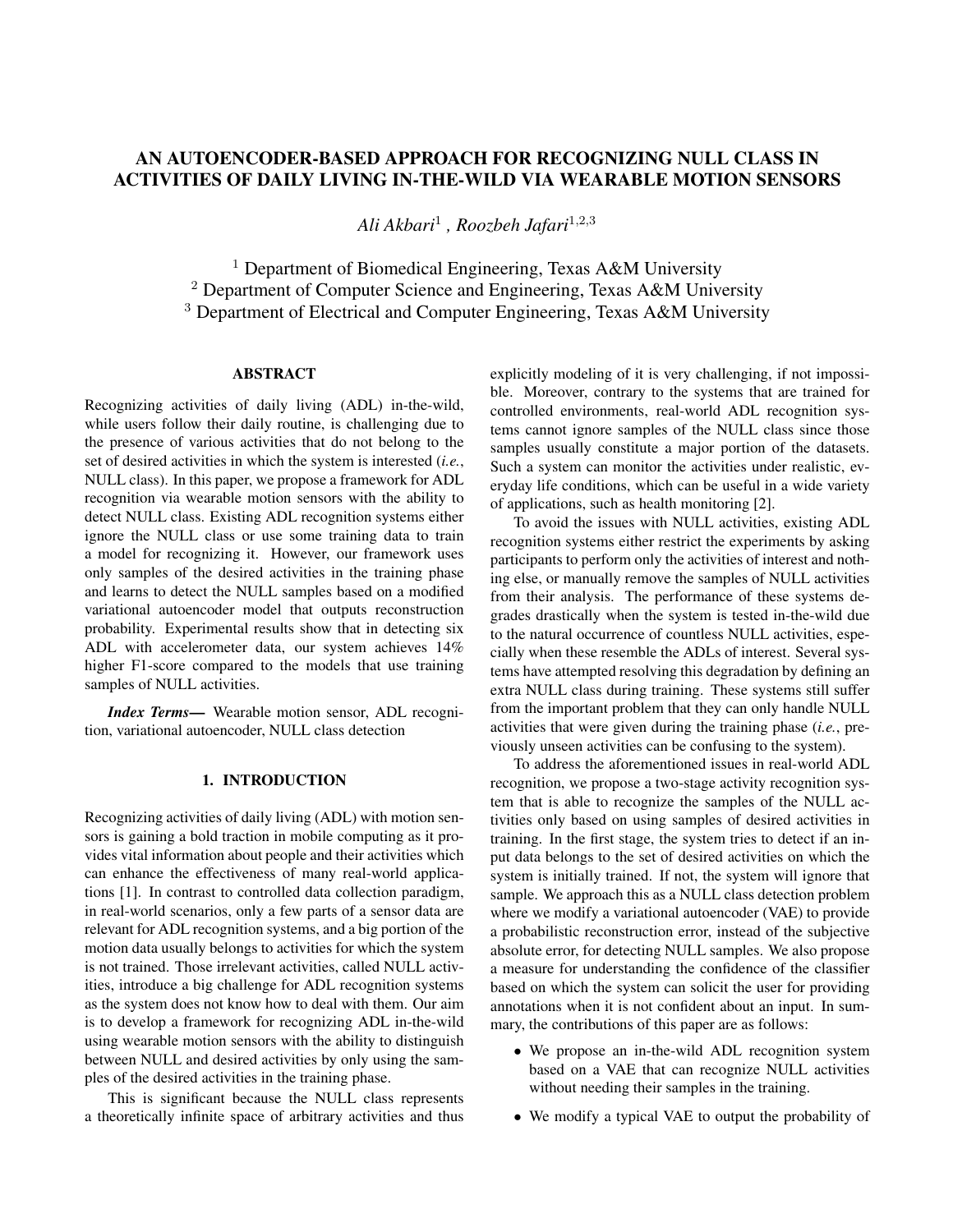# AN AUTOENCODER-BASED APPROACH FOR RECOGNIZING NULL CLASS IN ACTIVITIES OF DAILY LIVING IN-THE-WILD VIA WEARABLE MOTION SENSORS

*Ali Akbari*[1] , *Roozbeh Jafari*[1,2,3]

[1] Department of Biomedical Engineering, Texas A&M University
[2] Department of Computer Science and Engineering, Texas A&M University
[3] Department of Electrical and Computer Engineering, Texas A&M University

## ABSTRACT

Recognizing activities of daily living (ADL) in-the-wild, while users follow their daily routine, is challenging due to the presence of various activities that do not belong to the set of desired activities in which the system is interested (*i.e.*, NULL class). In this paper, we propose a framework for ADL recognition via wearable motion sensors with the ability to detect NULL class. Existing ADL recognition systems either ignore the NULL class or use some training data to train a model for recognizing it. However, our framework uses only samples of the desired activities in the training phase and learns to detect the NULL samples based on a modified variational autoencoder model that outputs reconstruction probability. Experimental results show that in detecting six ADL with accelerometer data, our system achieves 14% higher F1-score compared to the models that use training samples of NULL activities.

***Index Terms*—** Wearable motion sensor, ADL recognition, variational autoencoder, NULL class detection

## 1. INTRODUCTION

Recognizing activities of daily living (ADL) with motion sensors is gaining a bold traction in mobile computing as it provides vital information about people and their activities which can enhance the effectiveness of many real-world applications [1]. In contrast to controlled data collection paradigm, in real-world scenarios, only a few parts of a sensor data are relevant for ADL recognition systems, and a big portion of the motion data usually belongs to activities for which the system is not trained. Those irrelevant activities, called NULL activities, introduce a big challenge for ADL recognition systems as the system does not know how to deal with them. Our aim is to develop a framework for recognizing ADL in-the-wild using wearable motion sensors with the ability to distinguish between NULL and desired activities by only using the samples of the desired activities in the training phase.

This is significant because the NULL class represents a theoretically infinite space of arbitrary activities and thus explicitly modeling of it is very challenging, if not impossible. Moreover, contrary to the systems that are trained for controlled environments, real-world ADL recognition systems cannot ignore samples of the NULL class since those samples usually constitute a major portion of the datasets. Such a system can monitor the activities under realistic, everyday life conditions, which can be useful in a wide variety of applications, such as health monitoring [2].

To avoid the issues with NULL activities, existing ADL recognition systems either restrict the experiments by asking participants to perform only the activities of interest and nothing else, or manually remove the samples of NULL activities from their analysis. The performance of these systems degrades drastically when the system is tested in-the-wild due to the natural occurrence of countless NULL activities, especially when these resemble the ADLs of interest. Several systems have attempted resolving this degradation by defining an extra NULL class during training. These systems still suffer from the important problem that they can only handle NULL activities that were given during the training phase (*i.e.*, previously unseen activities can be confusing to the system).

To address the aforementioned issues in real-world ADL recognition, we propose a two-stage activity recognition system that is able to recognize the samples of the NULL activities only based on using samples of desired activities in training. In the first stage, the system tries to detect if an input data belongs to the set of desired activities on which the system is initially trained. If not, the system will ignore that sample. We approach this as a NULL class detection problem where we modify a variational autoencoder (VAE) to provide a probabilistic reconstruction error, instead of the subjective absolute error, for detecting NULL samples. We also propose a measure for understanding the confidence of the classifier based on which the system can solicit the user for providing annotations when it is not confident about an input. In summary, the contributions of this paper are as follows:

- We propose an in-the-wild ADL recognition system based on a VAE that can recognize NULL activities without needing their samples in the training.
- We modify a typical VAE to output the probability of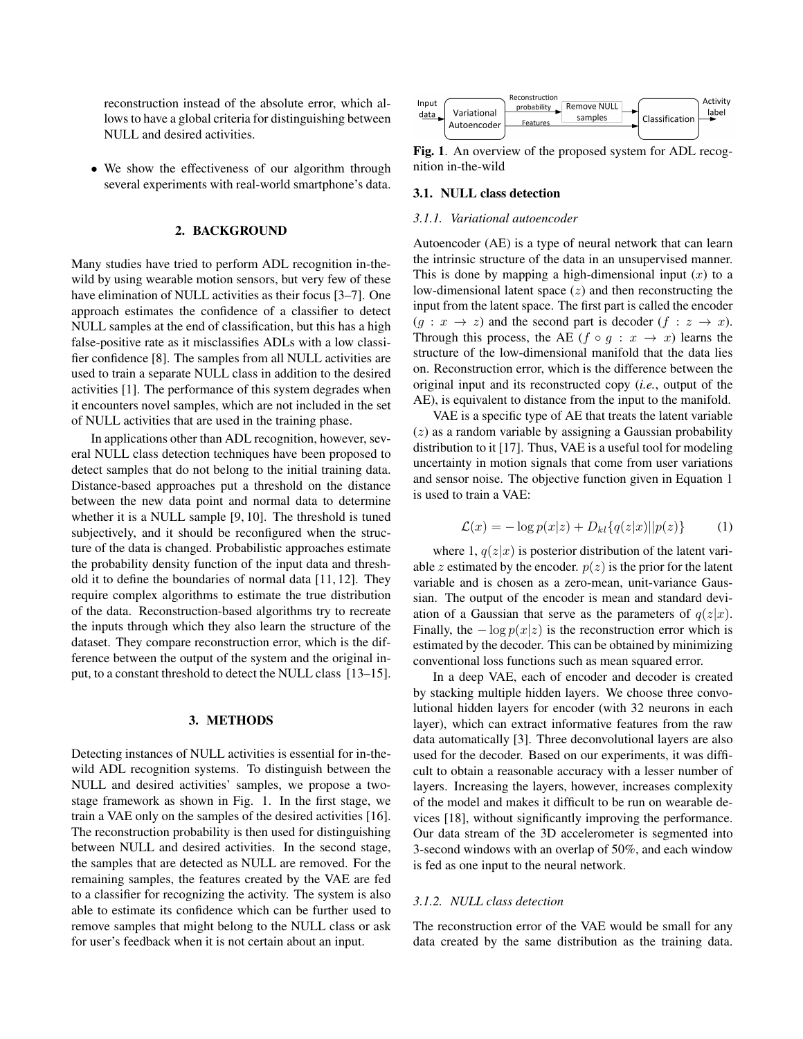reconstruction instead of the absolute error, which allows to have a global criteria for distinguishing between NULL and desired activities.

- We show the effectiveness of our algorithm through several experiments with real-world smartphone's data.

## 2. BACKGROUND

Many studies have tried to perform ADL recognition in-the-wild by using wearable motion sensors, but very few of these have elimination of NULL activities as their focus [3–7]. One approach estimates the confidence of a classifier to detect NULL samples at the end of classification, but this has a high false-positive rate as it misclassifies ADLs with a low classifier confidence [8]. The samples from all NULL activities are used to train a separate NULL class in addition to the desired activities [1]. The performance of this system degrades when it encounters novel samples, which are not included in the set of NULL activities that are used in the training phase.

In applications other than ADL recognition, however, several NULL class detection techniques have been proposed to detect samples that do not belong to the initial training data. Distance-based approaches put a threshold on the distance between the new data point and normal data to determine whether it is a NULL sample [9, 10]. The threshold is tuned subjectively, and it should be reconfigured when the structure of the data is changed. Probabilistic approaches estimate the probability density function of the input data and threshold it to define the boundaries of normal data [11, 12]. They require complex algorithms to estimate the true distribution of the data. Reconstruction-based algorithms try to recreate the inputs through which they also learn the structure of the dataset. They compare reconstruction error, which is the difference between the output of the system and the original input, to a constant threshold to detect the NULL class [13–15].

## 3. METHODS

Detecting instances of NULL activities is essential for in-the-wild ADL recognition systems. To distinguish between the NULL and desired activities' samples, we propose a two-stage framework as shown in Fig. 1. In the first stage, we train a VAE only on the samples of the desired activities [16]. The reconstruction probability is then used for distinguishing between NULL and desired activities. In the second stage, the samples that are detected as NULL are removed. For the remaining samples, the features created by the VAE are fed to a classifier for recognizing the activity. The system is also able to estimate its confidence which can be further used to remove samples that might belong to the NULL class or ask for user's feedback when it is not certain about an input.

Input data → Variational Autoencoder → Reconstruction probability → Remove NULL samples → Classification → Activity label; Variational Autoencoder → Features → Classification

**Fig. 1**. An overview of the proposed system for ADL recognition in-the-wild

### 3.1. NULL class detection

#### 3.1.1. Variational autoencoder

Autoencoder (AE) is a type of neural network that can learn the intrinsic structure of the data in an unsupervised manner. This is done by mapping a high-dimensional input ($x$) to a low-dimensional latent space ($z$) and then reconstructing the input from the latent space. The first part is called the encoder ($g : x \rightarrow z$) and the second part is decoder ($f : z \rightarrow x$). Through this process, the AE ($f \circ g : x \rightarrow x$) learns the structure of the low-dimensional manifold that the data lies on. Reconstruction error, which is the difference between the original input and its reconstructed copy (*i.e.*, output of the AE), is equivalent to distance from the input to the manifold.

VAE is a specific type of AE that treats the latent variable ($z$) as a random variable by assigning a Gaussian probability distribution to it [17]. Thus, VAE is a useful tool for modeling uncertainty in motion signals that come from user variations and sensor noise. The objective function given in Equation 1 is used to train a VAE:

$$\mathcal{L}(x) = -\log p(x|z) + D_{kl}\{q(z|x)||p(z)\} \qquad (1)$$

where 1, $q(z|x)$ is posterior distribution of the latent variable $z$ estimated by the encoder. $p(z)$ is the prior for the latent variable and is chosen as a zero-mean, unit-variance Gaussian. The output of the encoder is mean and standard deviation of a Gaussian that serve as the parameters of $q(z|x)$. Finally, the $-\log p(x|z)$ is the reconstruction error which is estimated by the decoder. This can be obtained by minimizing conventional loss functions such as mean squared error.

In a deep VAE, each of encoder and decoder is created by stacking multiple hidden layers. We choose three convolutional hidden layers for encoder (with 32 neurons in each layer), which can extract informative features from the raw data automatically [3]. Three deconvolutional layers are also used for the decoder. Based on our experiments, it was difficult to obtain a reasonable accuracy with a lesser number of layers. Increasing the layers, however, increases complexity of the model and makes it difficult to be run on wearable devices [18], without significantly improving the performance. Our data stream of the 3D accelerometer is segmented into 3-second windows with an overlap of 50%, and each window is fed as one input to the neural network.

#### 3.1.2. NULL class detection

The reconstruction error of the VAE would be small for any data created by the same distribution as the training data.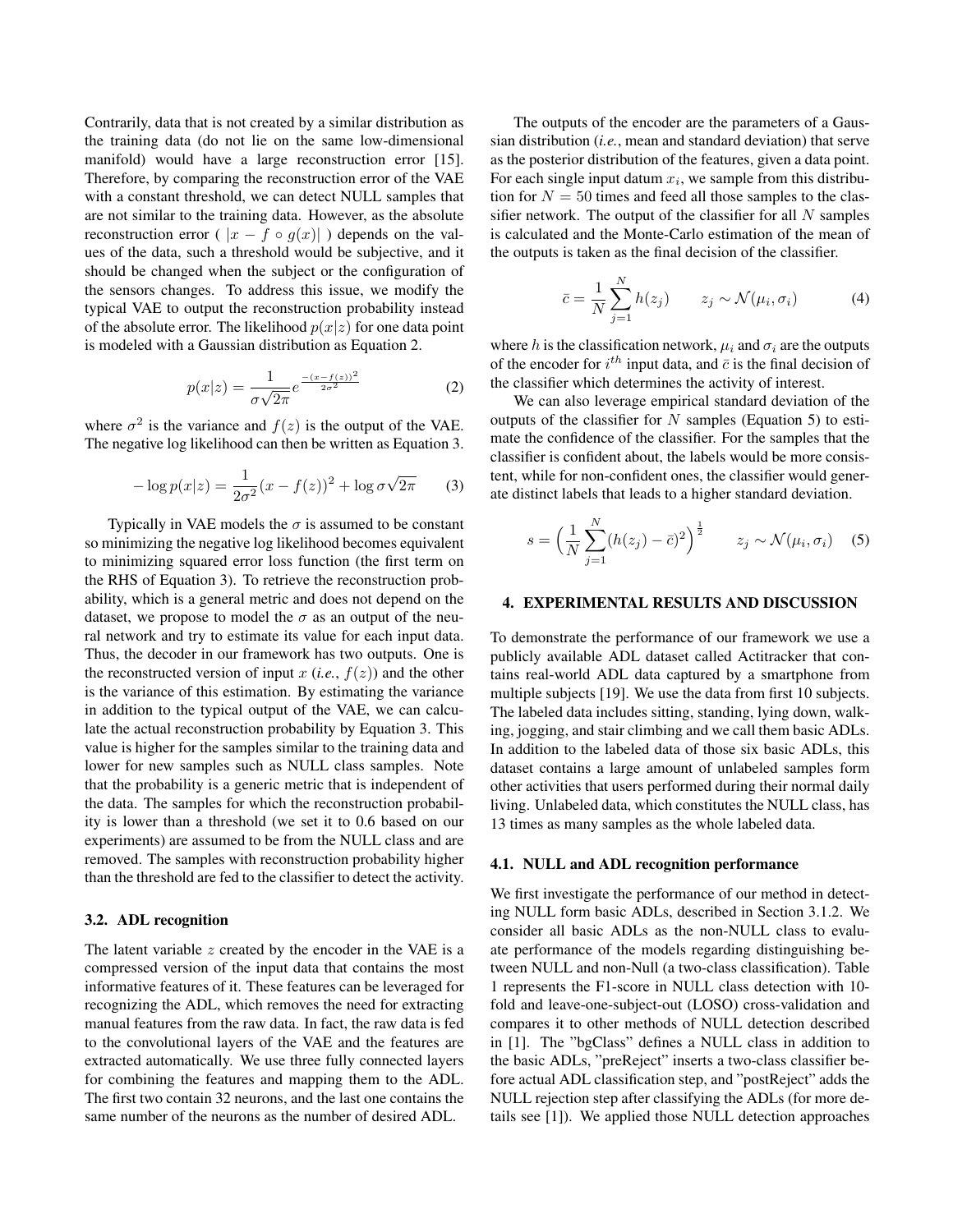Contrarily, data that is not created by a similar distribution as the training data (do not lie on the same low-dimensional manifold) would have a large reconstruction error [15]. Therefore, by comparing the reconstruction error of the VAE with a constant threshold, we can detect NULL samples that are not similar to the training data. However, as the absolute reconstruction error ( $|x - f \circ g(x)|$ ) depends on the values of the data, such a threshold would be subjective, and it should be changed when the subject or the configuration of the sensors changes. To address this issue, we modify the typical VAE to output the reconstruction probability instead of the absolute error. The likelihood $p(x|z)$ for one data point is modeled with a Gaussian distribution as Equation 2.

$$p(x|z) = \frac{1}{\sigma\sqrt{2\pi}} e^{\frac{-(x-f(z))^2}{2\sigma^2}} \tag{2}$$

where $\sigma^2$ is the variance and $f(z)$ is the output of the VAE. The negative log likelihood can then be written as Equation 3.

$$-\log p(x|z) = \frac{1}{2\sigma^2}(x - f(z))^2 + \log \sigma\sqrt{2\pi} \tag{3}$$

Typically in VAE models the $\sigma$ is assumed to be constant so minimizing the negative log likelihood becomes equivalent to minimizing squared error loss function (the first term on the RHS of Equation 3). To retrieve the reconstruction probability, which is a general metric and does not depend on the dataset, we propose to model the $\sigma$ as an output of the neural network and try to estimate its value for each input data. Thus, the decoder in our framework has two outputs. One is the reconstructed version of input $x$ (*i.e.*, $f(z)$) and the other is the variance of this estimation. By estimating the variance in addition to the typical output of the VAE, we can calculate the actual reconstruction probability by Equation 3. This value is higher for the samples similar to the training data and lower for new samples such as NULL class samples. Note that the probability is a generic metric that is independent of the data. The samples for which the reconstruction probability is lower than a threshold (we set it to 0.6 based on our experiments) are assumed to be from the NULL class and are removed. The samples with reconstruction probability higher than the threshold are fed to the classifier to detect the activity.

### 3.2. ADL recognition

The latent variable $z$ created by the encoder in the VAE is a compressed version of the input data that contains the most informative features of it. These features can be leveraged for recognizing the ADL, which removes the need for extracting manual features from the raw data. In fact, the raw data is fed to the convolutional layers of the VAE and the features are extracted automatically. We use three fully connected layers for combining the features and mapping them to the ADL. The first two contain 32 neurons, and the last one contains the same number of the neurons as the number of desired ADL.

The outputs of the encoder are the parameters of a Gaussian distribution (*i.e.*, mean and standard deviation) that serve as the posterior distribution of the features, given a data point. For each single input datum $x_i$, we sample from this distribution for $N = 50$ times and feed all those samples to the classifier network. The output of the classifier for all $N$ samples is calculated and the Monte-Carlo estimation of the mean of the outputs is taken as the final decision of the classifier.

$$\bar{c} = \frac{1}{N}\sum_{j=1}^{N} h(z_j) \qquad z_j \sim \mathcal{N}(\mu_i, \sigma_i) \tag{4}$$

where $h$ is the classification network, $\mu_i$ and $\sigma_i$ are the outputs of the encoder for $i^{th}$ input data, and $\bar{c}$ is the final decision of the classifier which determines the activity of interest.

We can also leverage empirical standard deviation of the outputs of the classifier for $N$ samples (Equation 5) to estimate the confidence of the classifier. For the samples that the classifier is confident about, the labels would be more consistent, while for non-confident ones, the classifier would generate distinct labels that leads to a higher standard deviation.

$$s = \Big(\frac{1}{N}\sum_{j=1}^{N}(h(z_j) - \bar{c})^2\Big)^{\frac{1}{2}} \qquad z_j \sim \mathcal{N}(\mu_i, \sigma_i) \tag{5}$$

## 4. EXPERIMENTAL RESULTS AND DISCUSSION

To demonstrate the performance of our framework we use a publicly available ADL dataset called Actitracker that contains real-world ADL data captured by a smartphone from multiple subjects [19]. We use the data from first 10 subjects. The labeled data includes sitting, standing, lying down, walking, jogging, and stair climbing and we call them basic ADLs. In addition to the labeled data of those six basic ADLs, this dataset contains a large amount of unlabeled samples form other activities that users performed during their normal daily living. Unlabeled data, which constitutes the NULL class, has 13 times as many samples as the whole labeled data.

### 4.1. NULL and ADL recognition performance

We first investigate the performance of our method in detecting NULL form basic ADLs, described in Section 3.1.2. We consider all basic ADLs as the non-NULL class to evaluate the performance of the models regarding distinguishing between NULL and non-Null (a two-class classification). Table 1 represents the F1-score in NULL class detection with 10-fold and leave-one-subject-out (LOSO) cross-validation and compares it to other methods of NULL detection described in [1]. The "bgClass" defines a NULL class in addition to the basic ADLs, "preReject" inserts a two-class classifier before actual ADL classification step, and "postReject" adds the NULL rejection step after classifying the ADLs (for more details see [1]). We applied those NULL detection approaches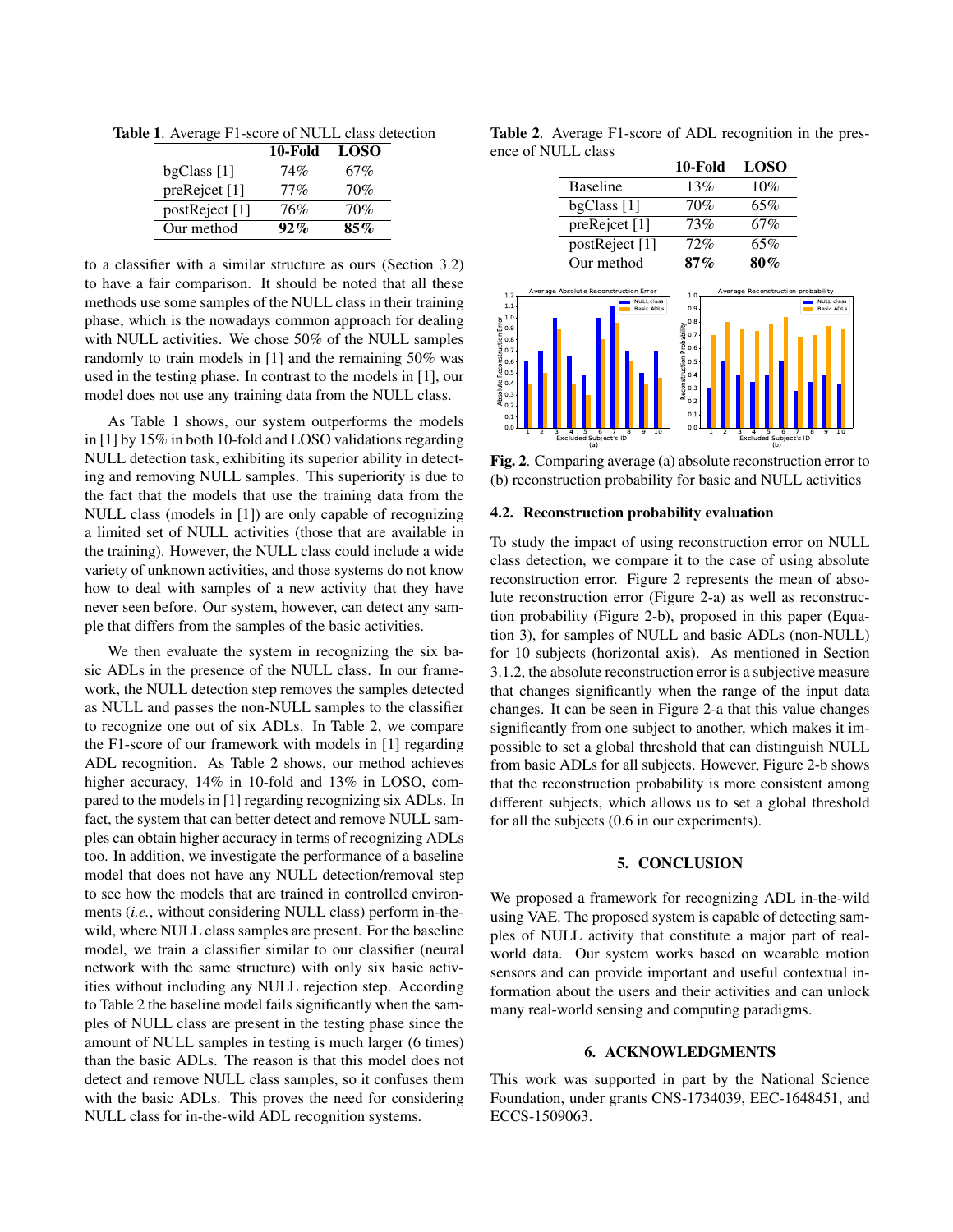**Table 1**. Average F1-score of NULL class detection

| | 10-Fold | LOSO |
|---|---|---|
| bgClass [1] | 74% | 67% |
| preRejcet [1] | 77% | 70% |
| postReject [1] | 76% | 70% |
| Our method | **92%** | **85%** |

to a classifier with a similar structure as ours (Section 3.2) to have a fair comparison. It should be noted that all these methods use some samples of the NULL class in their training phase, which is the nowadays common approach for dealing with NULL activities. We chose 50% of the NULL samples randomly to train models in [1] and the remaining 50% was used in the testing phase. In contrast to the models in [1], our model does not use any training data from the NULL class.

As Table 1 shows, our system outperforms the models in [1] by 15% in both 10-fold and LOSO validations regarding NULL detection task, exhibiting its superior ability in detecting and removing NULL samples. This superiority is due to the fact that the models that use the training data from the NULL class (models in [1]) are only capable of recognizing a limited set of NULL activities (those that are available in the training). However, the NULL class could include a wide variety of unknown activities, and those systems do not know how to deal with samples of a new activity that they have never seen before. Our system, however, can detect any sample that differs from the samples of the basic activities.

We then evaluate the system in recognizing the six basic ADLs in the presence of the NULL class. In our framework, the NULL detection step removes the samples detected as NULL and passes the non-NULL samples to the classifier to recognize one out of six ADLs. In Table 2, we compare the F1-score of our framework with models in [1] regarding ADL recognition. As Table 2 shows, our method achieves higher accuracy, 14% in 10-fold and 13% in LOSO, compared to the models in [1] regarding recognizing six ADLs. In fact, the system that can better detect and remove NULL samples can obtain higher accuracy in terms of recognizing ADLs too. In addition, we investigate the performance of a baseline model that does not have any NULL detection/removal step to see how the models that are trained in controlled environments (*i.e.*, without considering NULL class) perform in-the-wild, where NULL class samples are present. For the baseline model, we train a classifier similar to our classifier (neural network with the same structure) with only six basic activities without including any NULL rejection step. According to Table 2 the baseline model fails significantly when the samples of NULL class are present in the testing phase since the amount of NULL samples in testing is much larger (6 times) than the basic ADLs. The reason is that this model does not detect and remove NULL class samples, so it confuses them with the basic ADLs. This proves the need for considering NULL class for in-the-wild ADL recognition systems.

**Table 2**. Average F1-score of ADL recognition in the presence of NULL class

| | 10-Fold | LOSO |
|---|---|---|
| Baseline | 13% | 10% |
| bgClass [1] | 70% | 65% |
| preRejcet [1] | 73% | 67% |
| postReject [1] | 72% | 65% |
| Our method | **87%** | **80%** |

**Fig. 2**. Comparing average (a) absolute reconstruction error to (b) reconstruction probability for basic and NULL activities

### 4.2. Reconstruction probability evaluation

To study the impact of using reconstruction error on NULL class detection, we compare it to the case of using absolute reconstruction error. Figure 2 represents the mean of absolute reconstruction error (Figure 2-a) as well as reconstruction probability (Figure 2-b), proposed in this paper (Equation 3), for samples of NULL and basic ADLs (non-NULL) for 10 subjects (horizontal axis). As mentioned in Section 3.1.2, the absolute reconstruction error is a subjective measure that changes significantly when the range of the input data changes. It can be seen in Figure 2-a that this value changes significantly from one subject to another, which makes it impossible to set a global threshold that can distinguish NULL from basic ADLs for all subjects. However, Figure 2-b shows that the reconstruction probability is more consistent among different subjects, which allows us to set a global threshold for all the subjects (0.6 in our experiments).

## 5. CONCLUSION

We proposed a framework for recognizing ADL in-the-wild using VAE. The proposed system is capable of detecting samples of NULL activity that constitute a major part of real-world data. Our system works based on wearable motion sensors and can provide important and useful contextual information about the users and their activities and can unlock many real-world sensing and computing paradigms.

## 6. ACKNOWLEDGMENTS

This work was supported in part by the National Science Foundation, under grants CNS-1734039, EEC-1648451, and ECCS-1509063.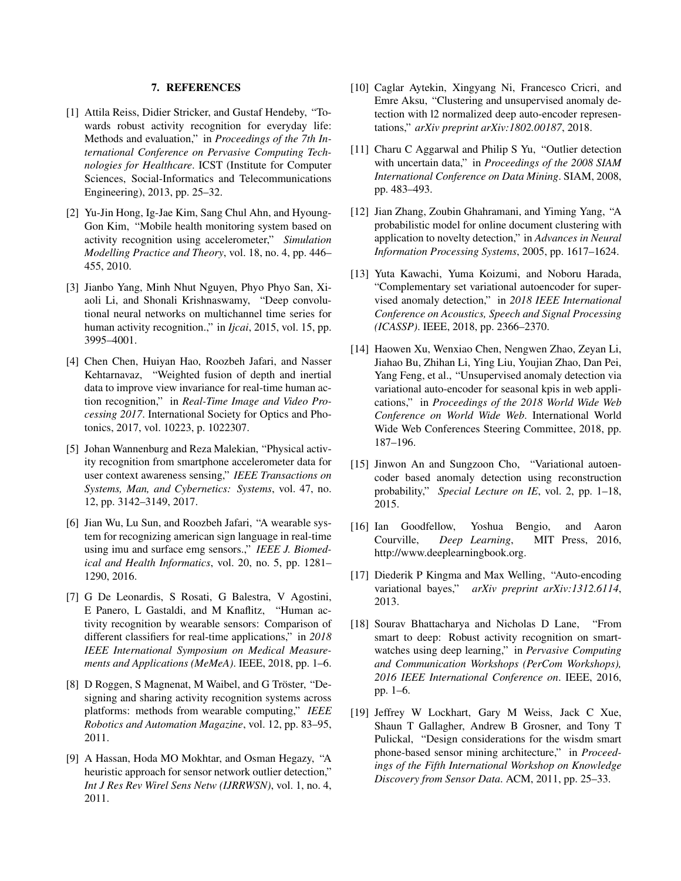## 7. REFERENCES

[1] Attila Reiss, Didier Stricker, and Gustaf Hendeby, "Towards robust activity recognition for everyday life: Methods and evaluation," in *Proceedings of the 7th International Conference on Pervasive Computing Technologies for Healthcare*. ICST (Institute for Computer Sciences, Social-Informatics and Telecommunications Engineering), 2013, pp. 25–32.

[2] Yu-Jin Hong, Ig-Jae Kim, Sang Chul Ahn, and Hyoung-Gon Kim, "Mobile health monitoring system based on activity recognition using accelerometer," *Simulation Modelling Practice and Theory*, vol. 18, no. 4, pp. 446–455, 2010.

[3] Jianbo Yang, Minh Nhut Nguyen, Phyo Phyo San, Xiaoli Li, and Shonali Krishnaswamy, "Deep convolutional neural networks on multichannel time series for human activity recognition.," in *Ijcai*, 2015, vol. 15, pp. 3995–4001.

[4] Chen Chen, Huiyan Hao, Roozbeh Jafari, and Nasser Kehtarnavaz, "Weighted fusion of depth and inertial data to improve view invariance for real-time human action recognition," in *Real-Time Image and Video Processing 2017*. International Society for Optics and Photonics, 2017, vol. 10223, p. 1022307.

[5] Johan Wannenburg and Reza Malekian, "Physical activity recognition from smartphone accelerometer data for user context awareness sensing," *IEEE Transactions on Systems, Man, and Cybernetics: Systems*, vol. 47, no. 12, pp. 3142–3149, 2017.

[6] Jian Wu, Lu Sun, and Roozbeh Jafari, "A wearable system for recognizing american sign language in real-time using imu and surface emg sensors.," *IEEE J. Biomedical and Health Informatics*, vol. 20, no. 5, pp. 1281–1290, 2016.

[7] G De Leonardis, S Rosati, G Balestra, V Agostini, E Panero, L Gastaldi, and M Knaflitz, "Human activity recognition by wearable sensors: Comparison of different classifiers for real-time applications," in *2018 IEEE International Symposium on Medical Measurements and Applications (MeMeA)*. IEEE, 2018, pp. 1–6.

[8] D Roggen, S Magnenat, M Waibel, and G Tröster, "Designing and sharing activity recognition systems across platforms: methods from wearable computing," *IEEE Robotics and Automation Magazine*, vol. 12, pp. 83–95, 2011.

[9] A Hassan, Hoda MO Mokhtar, and Osman Hegazy, "A heuristic approach for sensor network outlier detection," *Int J Res Rev Wirel Sens Netw (IJRRWSN)*, vol. 1, no. 4, 2011.

[10] Caglar Aytekin, Xingyang Ni, Francesco Cricri, and Emre Aksu, "Clustering and unsupervised anomaly detection with l2 normalized deep auto-encoder representations," *arXiv preprint arXiv:1802.00187*, 2018.

[11] Charu C Aggarwal and Philip S Yu, "Outlier detection with uncertain data," in *Proceedings of the 2008 SIAM International Conference on Data Mining*. SIAM, 2008, pp. 483–493.

[12] Jian Zhang, Zoubin Ghahramani, and Yiming Yang, "A probabilistic model for online document clustering with application to novelty detection," in *Advances in Neural Information Processing Systems*, 2005, pp. 1617–1624.

[13] Yuta Kawachi, Yuma Koizumi, and Noboru Harada, "Complementary set variational autoencoder for supervised anomaly detection," in *2018 IEEE International Conference on Acoustics, Speech and Signal Processing (ICASSP)*. IEEE, 2018, pp. 2366–2370.

[14] Haowen Xu, Wenxiao Chen, Nengwen Zhao, Zeyan Li, Jiahao Bu, Zhihan Li, Ying Liu, Youjian Zhao, Dan Pei, Yang Feng, et al., "Unsupervised anomaly detection via variational auto-encoder for seasonal kpis in web applications," in *Proceedings of the 2018 World Wide Web Conference on World Wide Web*. International World Wide Web Conferences Steering Committee, 2018, pp. 187–196.

[15] Jinwon An and Sungzoon Cho, "Variational autoencoder based anomaly detection using reconstruction probability," *Special Lecture on IE*, vol. 2, pp. 1–18, 2015.

[16] Ian Goodfellow, Yoshua Bengio, and Aaron Courville, *Deep Learning*, MIT Press, 2016, http://www.deeplearningbook.org.

[17] Diederik P Kingma and Max Welling, "Auto-encoding variational bayes," *arXiv preprint arXiv:1312.6114*, 2013.

[18] Sourav Bhattacharya and Nicholas D Lane, "From smart to deep: Robust activity recognition on smartwatches using deep learning," in *Pervasive Computing and Communication Workshops (PerCom Workshops), 2016 IEEE International Conference on*. IEEE, 2016, pp. 1–6.

[19] Jeffrey W Lockhart, Gary M Weiss, Jack C Xue, Shaun T Gallagher, Andrew B Grosner, and Tony T Pulickal, "Design considerations for the wisdm smart phone-based sensor mining architecture," in *Proceedings of the Fifth International Workshop on Knowledge Discovery from Sensor Data*. ACM, 2011, pp. 25–33.